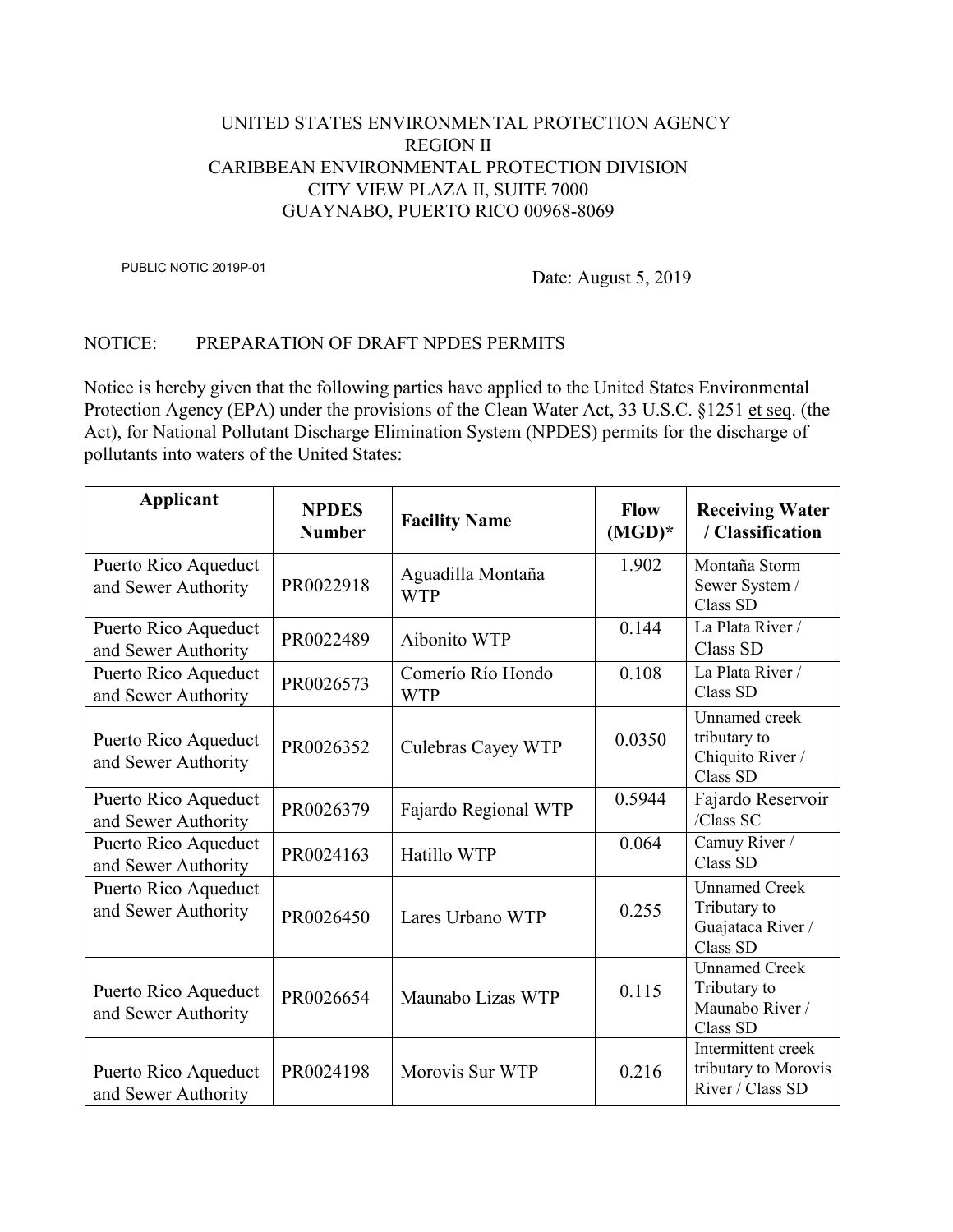UNITED STATES ENVIRONMENTAL PROTECTION AGENCY
REGION II
CARIBBEAN ENVIRONMENTAL PROTECTION DIVISION
CITY VIEW PLAZA II, SUITE 7000
GUAYNABO, PUERTO RICO 00968-8069

PUBLIC NOTIC 2019P-01

Date: August 5, 2019

NOTICE: PREPARATION OF DRAFT NPDES PERMITS

Notice is hereby given that the following parties have applied to the United States Environmental Protection Agency (EPA) under the provisions of the Clean Water Act, 33 U.S.C. §1251 et seq. (the Act), for National Pollutant Discharge Elimination System (NPDES) permits for the discharge of pollutants into waters of the United States:

| Applicant | NPDES Number | Facility Name | Flow (MGD)* | Receiving Water / Classification |
|---|---|---|---|---|
| Puerto Rico Aqueduct and Sewer Authority | PR0022918 | Aguadilla Montaña WTP | 1.902 | Montaña Storm Sewer System / Class SD |
| Puerto Rico Aqueduct and Sewer Authority | PR0022489 | Aibonito WTP | 0.144 | La Plata River / Class SD |
| Puerto Rico Aqueduct and Sewer Authority | PR0026573 | Comerío Río Hondo WTP | 0.108 | La Plata River / Class SD |
| Puerto Rico Aqueduct and Sewer Authority | PR0026352 | Culebras Cayey WTP | 0.0350 | Unnamed creek tributary to Chiquito River / Class SD |
| Puerto Rico Aqueduct and Sewer Authority | PR0026379 | Fajardo Regional WTP | 0.5944 | Fajardo Reservoir /Class SC |
| Puerto Rico Aqueduct and Sewer Authority | PR0024163 | Hatillo WTP | 0.064 | Camuy River / Class SD |
| Puerto Rico Aqueduct and Sewer Authority | PR0026450 | Lares Urbano WTP | 0.255 | Unnamed Creek Tributary to Guajataca River / Class SD |
| Puerto Rico Aqueduct and Sewer Authority | PR0026654 | Maunabo Lizas WTP | 0.115 | Unnamed Creek Tributary to Maunabo River / Class SD |
| Puerto Rico Aqueduct and Sewer Authority | PR0024198 | Morovis Sur WTP | 0.216 | Intermittent creek tributary to Morovis River / Class SD |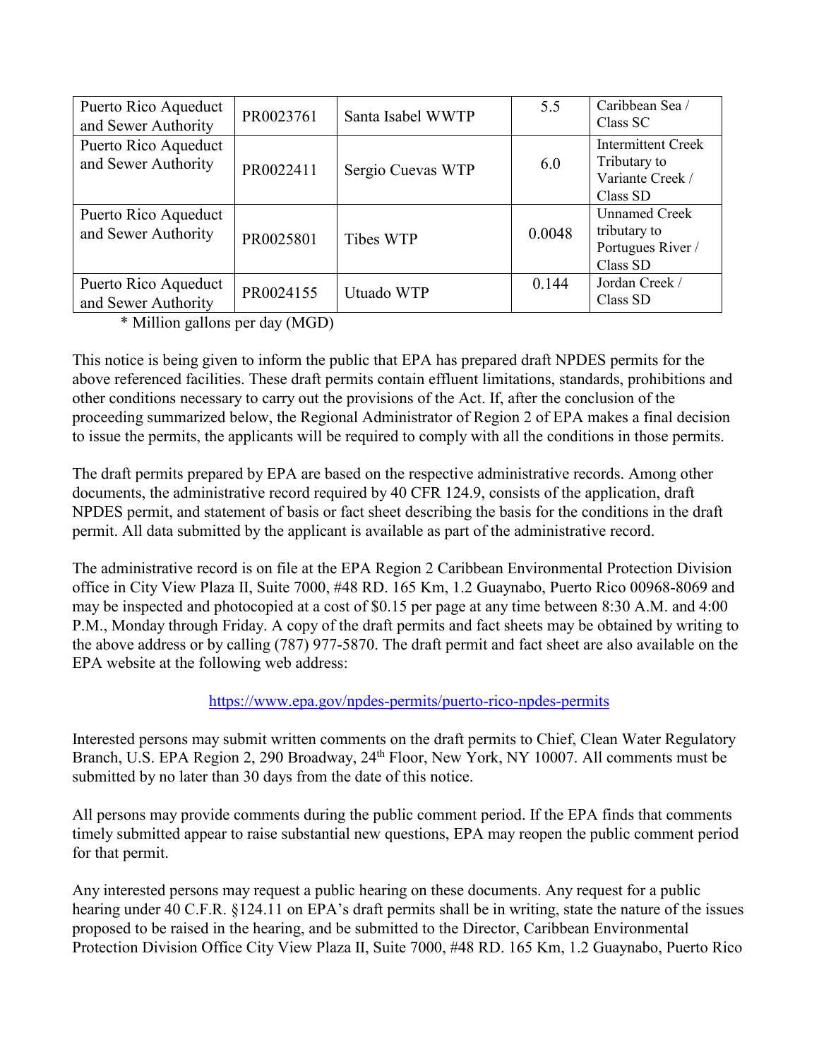| Puerto Rico Aqueduct and Sewer Authority | PR0023761 | Santa Isabel WWTP | 5.5 | Caribbean Sea / Class SC |
|---|---|---|---|---|
| Puerto Rico Aqueduct and Sewer Authority | PR0022411 | Sergio Cuevas WTP | 6.0 | Intermittent Creek Tributary to Variante Creek / Class SD |
| Puerto Rico Aqueduct and Sewer Authority | PR0025801 | Tibes WTP | 0.0048 | Unnamed Creek tributary to Portugues River / Class SD |
| Puerto Rico Aqueduct and Sewer Authority | PR0024155 | Utuado WTP | 0.144 | Jordan Creek / Class SD |

\* Million gallons per day (MGD)

This notice is being given to inform the public that EPA has prepared draft NPDES permits for the above referenced facilities. These draft permits contain effluent limitations, standards, prohibitions and other conditions necessary to carry out the provisions of the Act. If, after the conclusion of the proceeding summarized below, the Regional Administrator of Region 2 of EPA makes a final decision to issue the permits, the applicants will be required to comply with all the conditions in those permits.

The draft permits prepared by EPA are based on the respective administrative records. Among other documents, the administrative record required by 40 CFR 124.9, consists of the application, draft NPDES permit, and statement of basis or fact sheet describing the basis for the conditions in the draft permit. All data submitted by the applicant is available as part of the administrative record.

The administrative record is on file at the EPA Region 2 Caribbean Environmental Protection Division office in City View Plaza II, Suite 7000, #48 RD. 165 Km, 1.2 Guaynabo, Puerto Rico 00968-8069 and may be inspected and photocopied at a cost of $0.15 per page at any time between 8:30 A.M. and 4:00 P.M., Monday through Friday. A copy of the draft permits and fact sheets may be obtained by writing to the above address or by calling (787) 977-5870. The draft permit and fact sheet are also available on the EPA website at the following web address:

https://www.epa.gov/npdes-permits/puerto-rico-npdes-permits

Interested persons may submit written comments on the draft permits to Chief, Clean Water Regulatory Branch, U.S. EPA Region 2, 290 Broadway, 24th Floor, New York, NY 10007. All comments must be submitted by no later than 30 days from the date of this notice.

All persons may provide comments during the public comment period. If the EPA finds that comments timely submitted appear to raise substantial new questions, EPA may reopen the public comment period for that permit.

Any interested persons may request a public hearing on these documents. Any request for a public hearing under 40 C.F.R. §124.11 on EPA's draft permits shall be in writing, state the nature of the issues proposed to be raised in the hearing, and be submitted to the Director, Caribbean Environmental Protection Division Office City View Plaza II, Suite 7000, #48 RD. 165 Km, 1.2 Guaynabo, Puerto Rico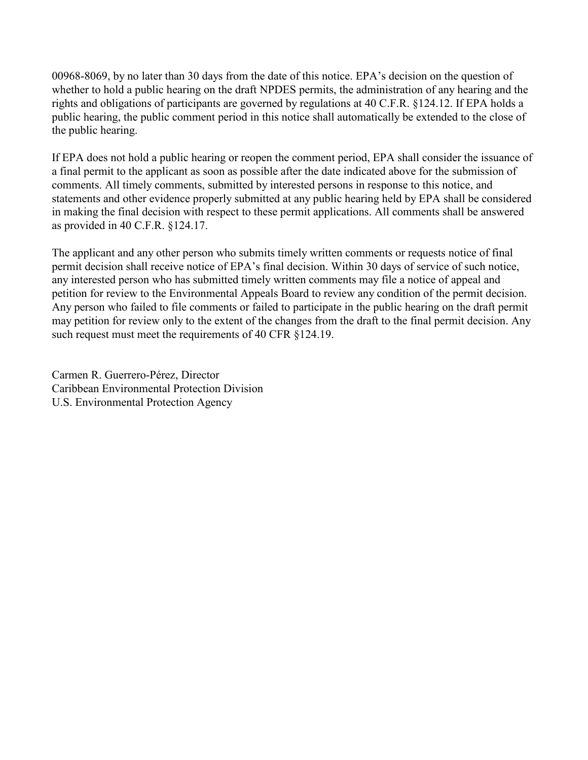00968-8069, by no later than 30 days from the date of this notice. EPA's decision on the question of whether to hold a public hearing on the draft NPDES permits, the administration of any hearing and the rights and obligations of participants are governed by regulations at 40 C.F.R. §124.12. If EPA holds a public hearing, the public comment period in this notice shall automatically be extended to the close of the public hearing.

If EPA does not hold a public hearing or reopen the comment period, EPA shall consider the issuance of a final permit to the applicant as soon as possible after the date indicated above for the submission of comments. All timely comments, submitted by interested persons in response to this notice, and statements and other evidence properly submitted at any public hearing held by EPA shall be considered in making the final decision with respect to these permit applications. All comments shall be answered as provided in 40 C.F.R. §124.17.

The applicant and any other person who submits timely written comments or requests notice of final permit decision shall receive notice of EPA's final decision. Within 30 days of service of such notice, any interested person who has submitted timely written comments may file a notice of appeal and petition for review to the Environmental Appeals Board to review any condition of the permit decision. Any person who failed to file comments or failed to participate in the public hearing on the draft permit may petition for review only to the extent of the changes from the draft to the final permit decision. Any such request must meet the requirements of 40 CFR §124.19.

Carmen R. Guerrero-Pérez, Director
Caribbean Environmental Protection Division
U.S. Environmental Protection Agency